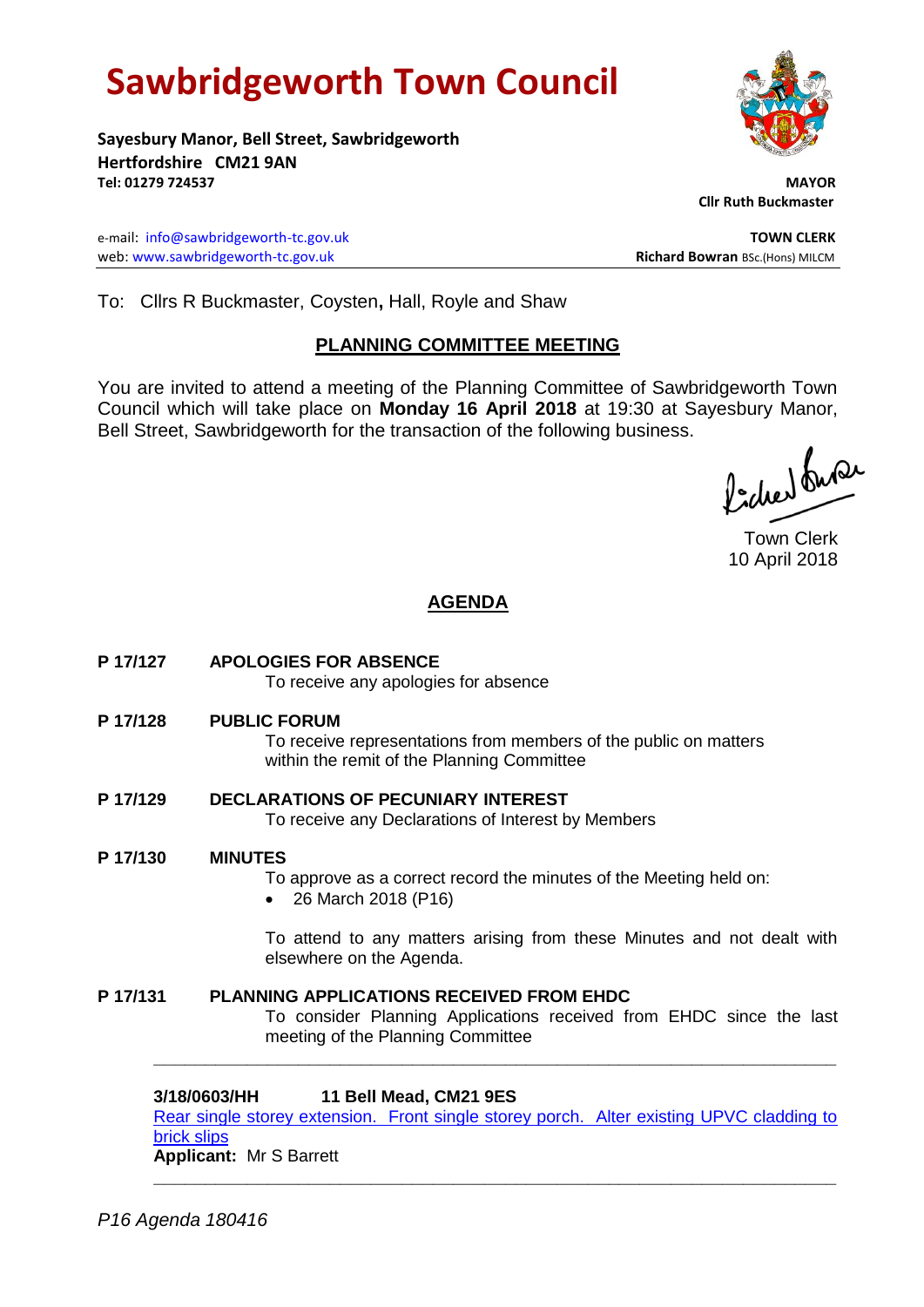# Sawbridgeworth Town Council

**Sayesbury Manor, Bell Street, Sawbridgeworth**
**Hertfordshire CM21 9AN**
**Tel: 01279 724537**

**MAYOR**
**Cllr Ruth Buckmaster**

e-mail: info@sawbridgeworth-tc.gov.uk
web: www.sawbridgeworth-tc.gov.uk

**TOWN CLERK**
**Richard Bowran** BSc.(Hons) MILCM

To: Cllrs R Buckmaster, Coysten**,** Hall, Royle and Shaw

## PLANNING COMMITTEE MEETING

You are invited to attend a meeting of the Planning Committee of Sawbridgeworth Town Council which will take place on **Monday 16 April 2018** at 19:30 at Sayesbury Manor, Bell Street, Sawbridgeworth for the transaction of the following business.

Town Clerk
10 April 2018

## AGENDA

**P 17/127 APOLOGIES FOR ABSENCE**
To receive any apologies for absence

**P 17/128 PUBLIC FORUM**
To receive representations from members of the public on matters within the remit of the Planning Committee

**P 17/129 DECLARATIONS OF PECUNIARY INTEREST**
To receive any Declarations of Interest by Members

**P 17/130 MINUTES**
To approve as a correct record the minutes of the Meeting held on:

- 26 March 2018 (P16)

To attend to any matters arising from these Minutes and not dealt with elsewhere on the Agenda.

**P 17/131 PLANNING APPLICATIONS RECEIVED FROM EHDC**
To consider Planning Applications received from EHDC since the last meeting of the Planning Committee

---

**3/18/0603/HH 11 Bell Mead, CM21 9ES**
Rear single storey extension. Front single storey porch. Alter existing UPVC cladding to brick slips
**Applicant:** Mr S Barrett

---

*P16 Agenda 180416*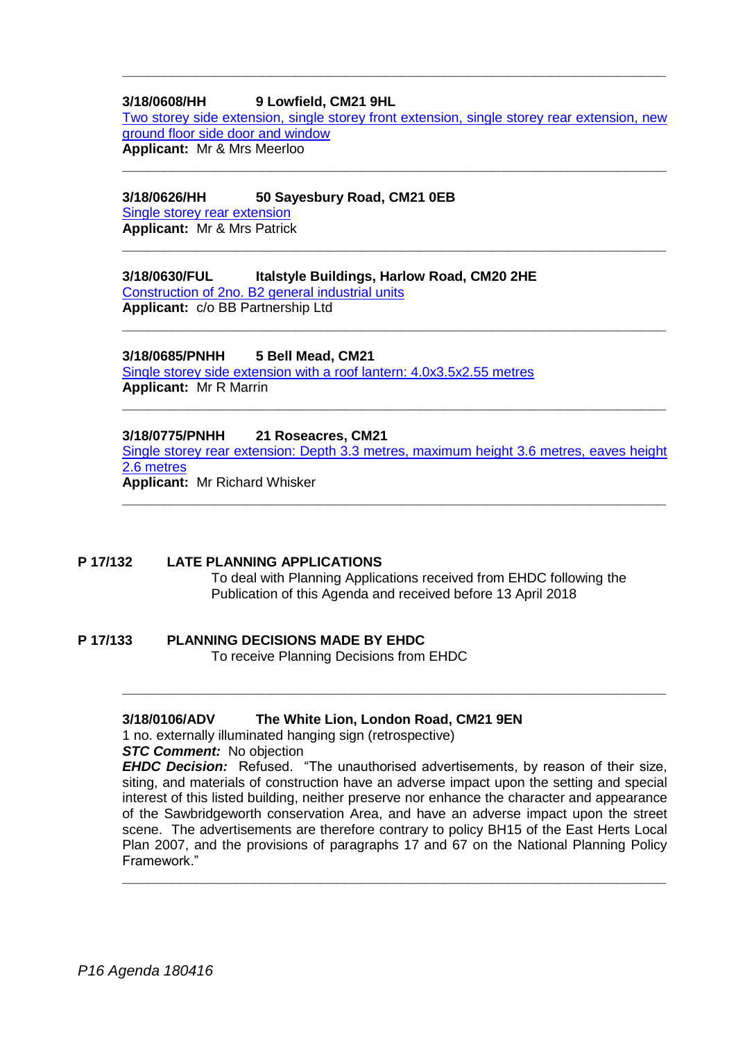---

**3/18/0608/HH** **9 Lowfield, CM21 9HL**

Two storey side extension, single storey front extension, single storey rear extension, new ground floor side door and window

**Applicant:** Mr & Mrs Meerloo

---

**3/18/0626/HH** **50 Sayesbury Road, CM21 0EB**

Single storey rear extension

**Applicant:** Mr & Mrs Patrick

---

**3/18/0630/FUL** **Italstyle Buildings, Harlow Road, CM20 2HE**

Construction of 2no. B2 general industrial units

**Applicant:** c/o BB Partnership Ltd

---

**3/18/0685/PNHH** **5 Bell Mead, CM21**

Single storey side extension with a roof lantern: 4.0x3.5x2.55 metres

**Applicant:** Mr R Marrin

---

**3/18/0775/PNHH** **21 Roseacres, CM21**

Single storey rear extension: Depth 3.3 metres, maximum height 3.6 metres, eaves height 2.6 metres

**Applicant:** Mr Richard Whisker

---

**P 17/132** **LATE PLANNING APPLICATIONS**

To deal with Planning Applications received from EHDC following the Publication of this Agenda and received before 13 April 2018

**P 17/133** **PLANNING DECISIONS MADE BY EHDC**

To receive Planning Decisions from EHDC

---

**3/18/0106/ADV** **The White Lion, London Road, CM21 9EN**

1 no. externally illuminated hanging sign (retrospective)

***STC Comment:*** No objection

***EHDC Decision:*** Refused. "The unauthorised advertisements, by reason of their size, siting, and materials of construction have an adverse impact upon the setting and special interest of this listed building, neither preserve nor enhance the character and appearance of the Sawbridgeworth conservation Area, and have an adverse impact upon the street scene. The advertisements are therefore contrary to policy BH15 of the East Herts Local Plan 2007, and the provisions of paragraphs 17 and 67 on the National Planning Policy Framework."

---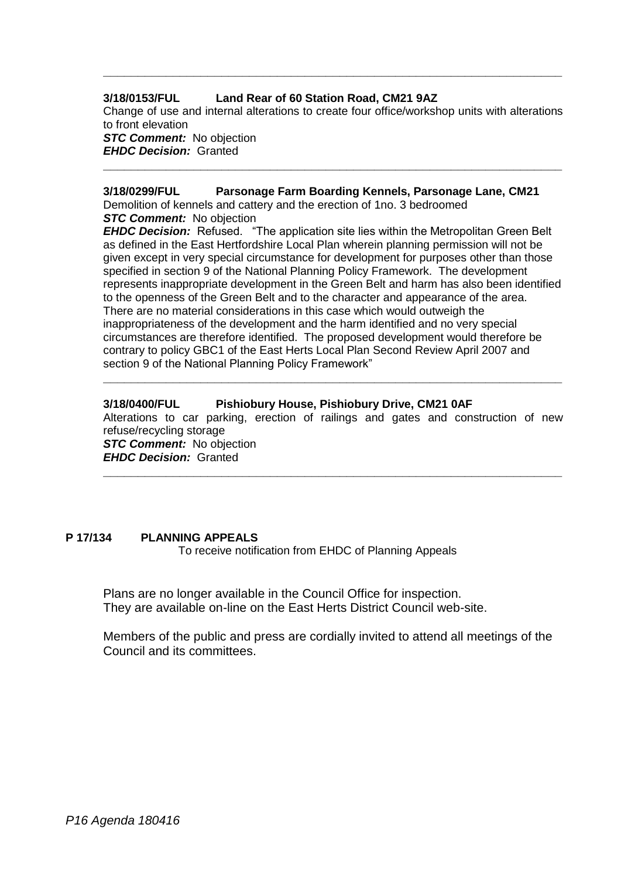---

**3/18/0153/FUL Land Rear of 60 Station Road, CM21 9AZ**

Change of use and internal alterations to create four office/workshop units with alterations to front elevation

***STC Comment:*** No objection

***EHDC Decision:*** Granted

---

**3/18/0299/FUL Parsonage Farm Boarding Kennels, Parsonage Lane, CM21**

Demolition of kennels and cattery and the erection of 1no. 3 bedroomed

***STC Comment:*** No objection

***EHDC Decision:*** Refused. "The application site lies within the Metropolitan Green Belt as defined in the East Hertfordshire Local Plan wherein planning permission will not be given except in very special circumstance for development for purposes other than those specified in section 9 of the National Planning Policy Framework. The development represents inappropriate development in the Green Belt and harm has also been identified to the openness of the Green Belt and to the character and appearance of the area. There are no material considerations in this case which would outweigh the inappropriateness of the development and the harm identified and no very special circumstances are therefore identified. The proposed development would therefore be contrary to policy GBC1 of the East Herts Local Plan Second Review April 2007 and section 9 of the National Planning Policy Framework"

---

**3/18/0400/FUL Pishiobury House, Pishiobury Drive, CM21 0AF**

Alterations to car parking, erection of railings and gates and construction of new refuse/recycling storage

***STC Comment:*** No objection

***EHDC Decision:*** Granted

---

**P 17/134 PLANNING APPEALS**

To receive notification from EHDC of Planning Appeals

Plans are no longer available in the Council Office for inspection.
They are available on-line on the East Herts District Council web-site.

Members of the public and press are cordially invited to attend all meetings of the Council and its committees.

*P16 Agenda 180416*